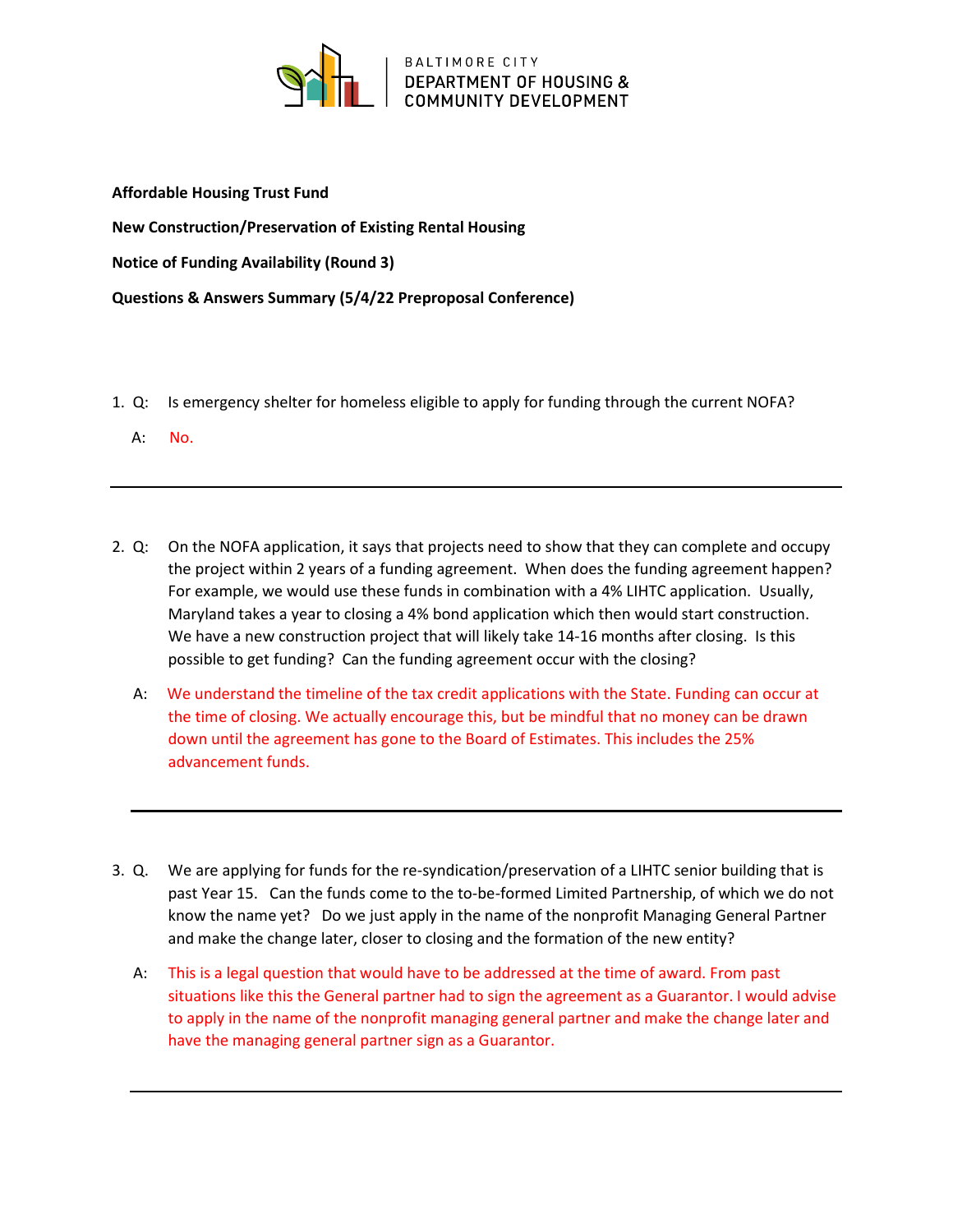BALTIMORE CITY
DEPARTMENT OF HOUSING & COMMUNITY DEVELOPMENT

**Affordable Housing Trust Fund**

**New Construction/Preservation of Existing Rental Housing**

**Notice of Funding Availability (Round 3)**

**Questions & Answers Summary (5/4/22 Preproposal Conference)**

1. Q: Is emergency shelter for homeless eligible to apply for funding through the current NOFA?

   A: No.

---

2. Q: On the NOFA application, it says that projects need to show that they can complete and occupy the project within 2 years of a funding agreement. When does the funding agreement happen? For example, we would use these funds in combination with a 4% LIHTC application. Usually, Maryland takes a year to closing a 4% bond application which then would start construction. We have a new construction project that will likely take 14-16 months after closing. Is this possible to get funding? Can the funding agreement occur with the closing?

   A: We understand the timeline of the tax credit applications with the State. Funding can occur at the time of closing. We actually encourage this, but be mindful that no money can be drawn down until the agreement has gone to the Board of Estimates. This includes the 25% advancement funds.

---

3. Q. We are applying for funds for the re-syndication/preservation of a LIHTC senior building that is past Year 15. Can the funds come to the to-be-formed Limited Partnership, of which we do not know the name yet? Do we just apply in the name of the nonprofit Managing General Partner and make the change later, closer to closing and the formation of the new entity?

   A: This is a legal question that would have to be addressed at the time of award. From past situations like this the General partner had to sign the agreement as a Guarantor. I would advise to apply in the name of the nonprofit managing general partner and make the change later and have the managing general partner sign as a Guarantor.

---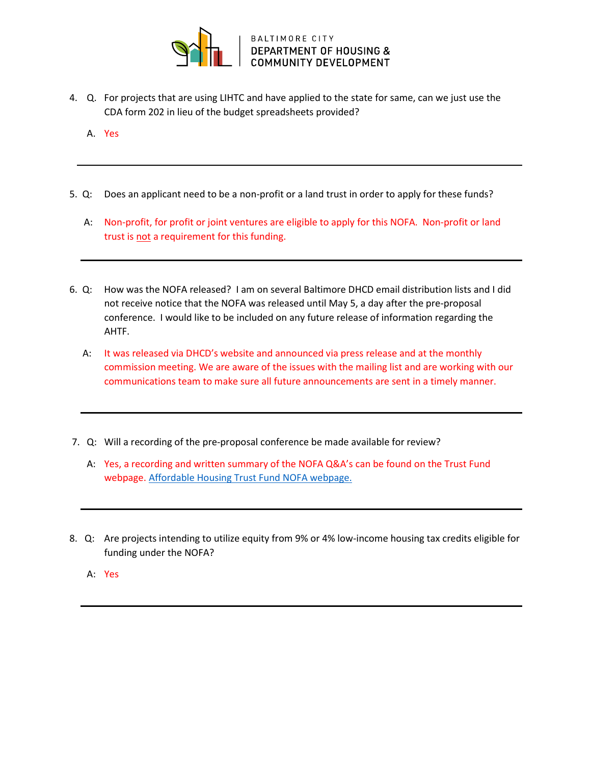4. Q. For projects that are using LIHTC and have applied to the state for same, can we just use the CDA form 202 in lieu of the budget spreadsheets provided?

   A. Yes

---

5. Q: Does an applicant need to be a non-profit or a land trust in order to apply for these funds?

   A: Non-profit, for profit or joint ventures are eligible to apply for this NOFA. Non-profit or land trust is not a requirement for this funding.

---

6. Q: How was the NOFA released? I am on several Baltimore DHCD email distribution lists and I did not receive notice that the NOFA was released until May 5, a day after the pre-proposal conference. I would like to be included on any future release of information regarding the AHTF.

   A: It was released via DHCD's website and announced via press release and at the monthly commission meeting. We are aware of the issues with the mailing list and are working with our communications team to make sure all future announcements are sent in a timely manner.

---

7. Q: Will a recording of the pre-proposal conference be made available for review?

   A: Yes, a recording and written summary of the NOFA Q&A's can be found on the Trust Fund webpage. Affordable Housing Trust Fund NOFA webpage.

---

8. Q: Are projects intending to utilize equity from 9% or 4% low-income housing tax credits eligible for funding under the NOFA?

   A: Yes

---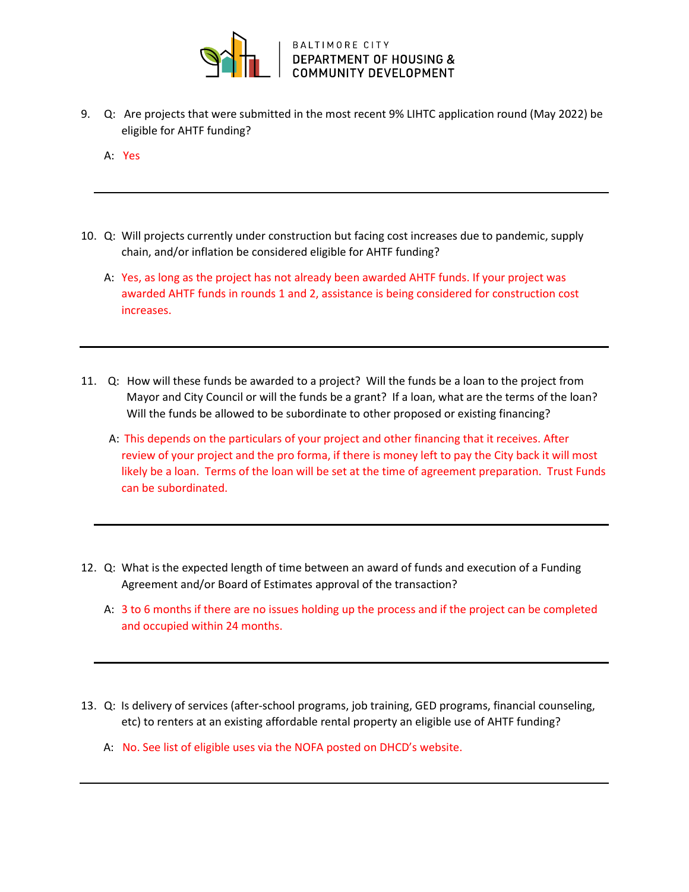9. Q: Are projects that were submitted in the most recent 9% LIHTC application round (May 2022) be eligible for AHTF funding?

   A: Yes

---

10. Q: Will projects currently under construction but facing cost increases due to pandemic, supply chain, and/or inflation be considered eligible for AHTF funding?

    A: Yes, as long as the project has not already been awarded AHTF funds. If your project was awarded AHTF funds in rounds 1 and 2, assistance is being considered for construction cost increases.

---

11. Q: How will these funds be awarded to a project? Will the funds be a loan to the project from Mayor and City Council or will the funds be a grant? If a loan, what are the terms of the loan? Will the funds be allowed to be subordinate to other proposed or existing financing?

    A: This depends on the particulars of your project and other financing that it receives. After review of your project and the pro forma, if there is money left to pay the City back it will most likely be a loan. Terms of the loan will be set at the time of agreement preparation. Trust Funds can be subordinated.

---

12. Q: What is the expected length of time between an award of funds and execution of a Funding Agreement and/or Board of Estimates approval of the transaction?

    A: 3 to 6 months if there are no issues holding up the process and if the project can be completed and occupied within 24 months.

---

13. Q: Is delivery of services (after-school programs, job training, GED programs, financial counseling, etc) to renters at an existing affordable rental property an eligible use of AHTF funding?

    A: No. See list of eligible uses via the NOFA posted on DHCD's website.

---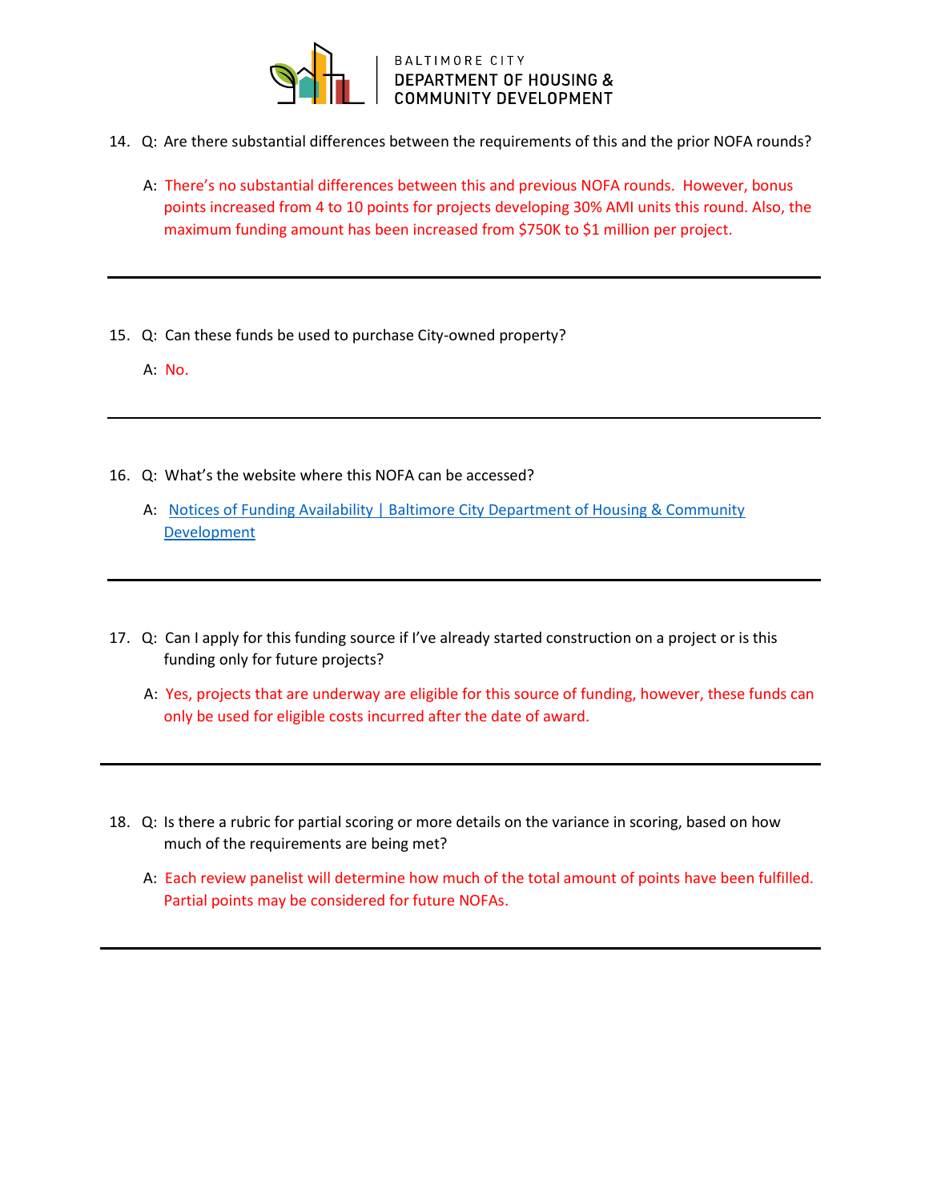14. Q: Are there substantial differences between the requirements of this and the prior NOFA rounds?

    A: There's no substantial differences between this and previous NOFA rounds. However, bonus points increased from 4 to 10 points for projects developing 30% AMI units this round. Also, the maximum funding amount has been increased from $750K to $1 million per project.

---

15. Q: Can these funds be used to purchase City-owned property?

    A: No.

---

16. Q: What's the website where this NOFA can be accessed?

    A: [Notices of Funding Availability | Baltimore City Department of Housing & Community Development]

---

17. Q: Can I apply for this funding source if I've already started construction on a project or is this funding only for future projects?

    A: Yes, projects that are underway are eligible for this source of funding, however, these funds can only be used for eligible costs incurred after the date of award.

---

18. Q: Is there a rubric for partial scoring or more details on the variance in scoring, based on how much of the requirements are being met?

    A: Each review panelist will determine how much of the total amount of points have been fulfilled. Partial points may be considered for future NOFAs.

---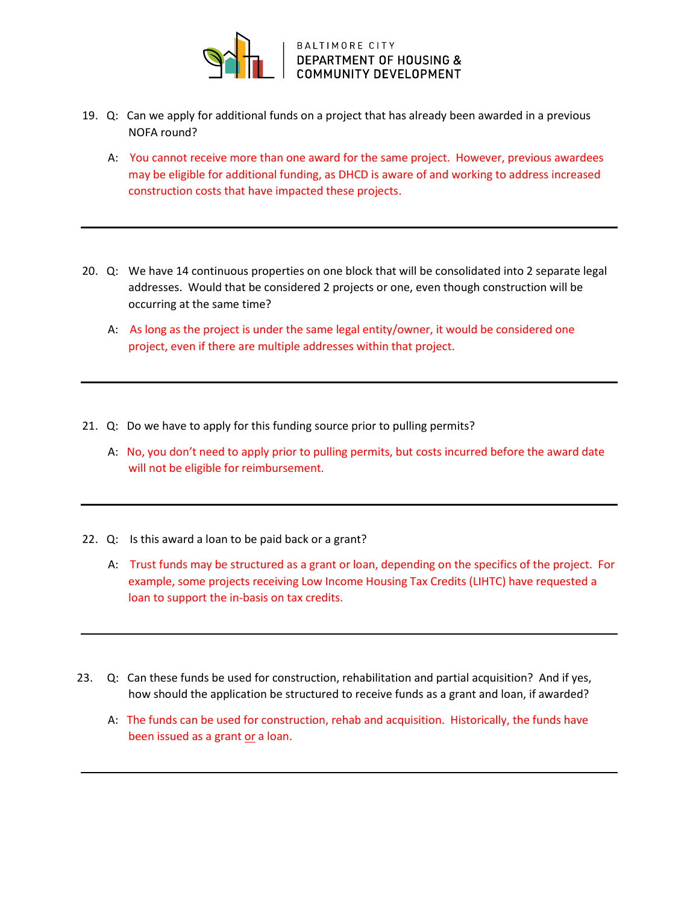19. Q: Can we apply for additional funds on a project that has already been awarded in a previous NOFA round?

    A: You cannot receive more than one award for the same project. However, previous awardees may be eligible for additional funding, as DHCD is aware of and working to address increased construction costs that have impacted these projects.

---

20. Q: We have 14 continuous properties on one block that will be consolidated into 2 separate legal addresses. Would that be considered 2 projects or one, even though construction will be occurring at the same time?

    A: As long as the project is under the same legal entity/owner, it would be considered one project, even if there are multiple addresses within that project.

---

21. Q: Do we have to apply for this funding source prior to pulling permits?

    A: No, you don't need to apply prior to pulling permits, but costs incurred before the award date will not be eligible for reimbursement.

---

22. Q: Is this award a loan to be paid back or a grant?

    A: Trust funds may be structured as a grant or loan, depending on the specifics of the project. For example, some projects receiving Low Income Housing Tax Credits (LIHTC) have requested a loan to support the in-basis on tax credits.

---

23. Q: Can these funds be used for construction, rehabilitation and partial acquisition? And if yes, how should the application be structured to receive funds as a grant and loan, if awarded?

    A: The funds can be used for construction, rehab and acquisition. Historically, the funds have been issued as a grant <u>or</u> a loan.

---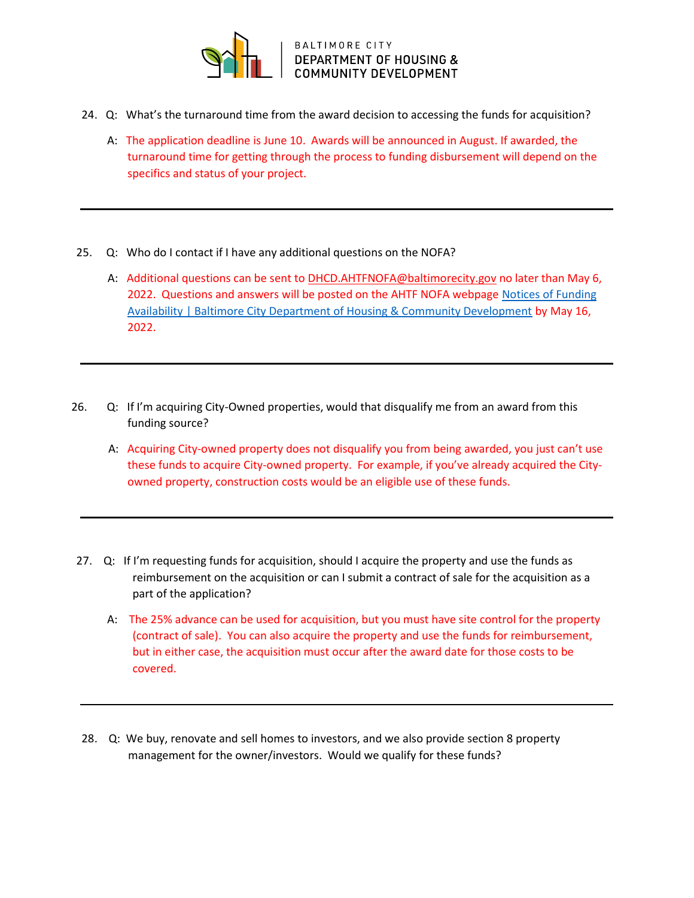24. Q: What's the turnaround time from the award decision to accessing the funds for acquisition?

    A: The application deadline is June 10. Awards will be announced in August. If awarded, the turnaround time for getting through the process to funding disbursement will depend on the specifics and status of your project.

---

25. Q: Who do I contact if I have any additional questions on the NOFA?

    A: Additional questions can be sent to DHCD.AHTFNOFA@baltimorecity.gov no later than May 6, 2022. Questions and answers will be posted on the AHTF NOFA webpage [Notices of Funding Availability | Baltimore City Department of Housing & Community Development] by May 16, 2022.

---

26. Q: If I'm acquiring City-Owned properties, would that disqualify me from an award from this funding source?

    A: Acquiring City-owned property does not disqualify you from being awarded, you just can't use these funds to acquire City-owned property. For example, if you've already acquired the City-owned property, construction costs would be an eligible use of these funds.

---

27. Q: If I'm requesting funds for acquisition, should I acquire the property and use the funds as reimbursement on the acquisition or can I submit a contract of sale for the acquisition as a part of the application?

    A: The 25% advance can be used for acquisition, but you must have site control for the property (contract of sale). You can also acquire the property and use the funds for reimbursement, but in either case, the acquisition must occur after the award date for those costs to be covered.

---

28. Q: We buy, renovate and sell homes to investors, and we also provide section 8 property management for the owner/investors. Would we qualify for these funds?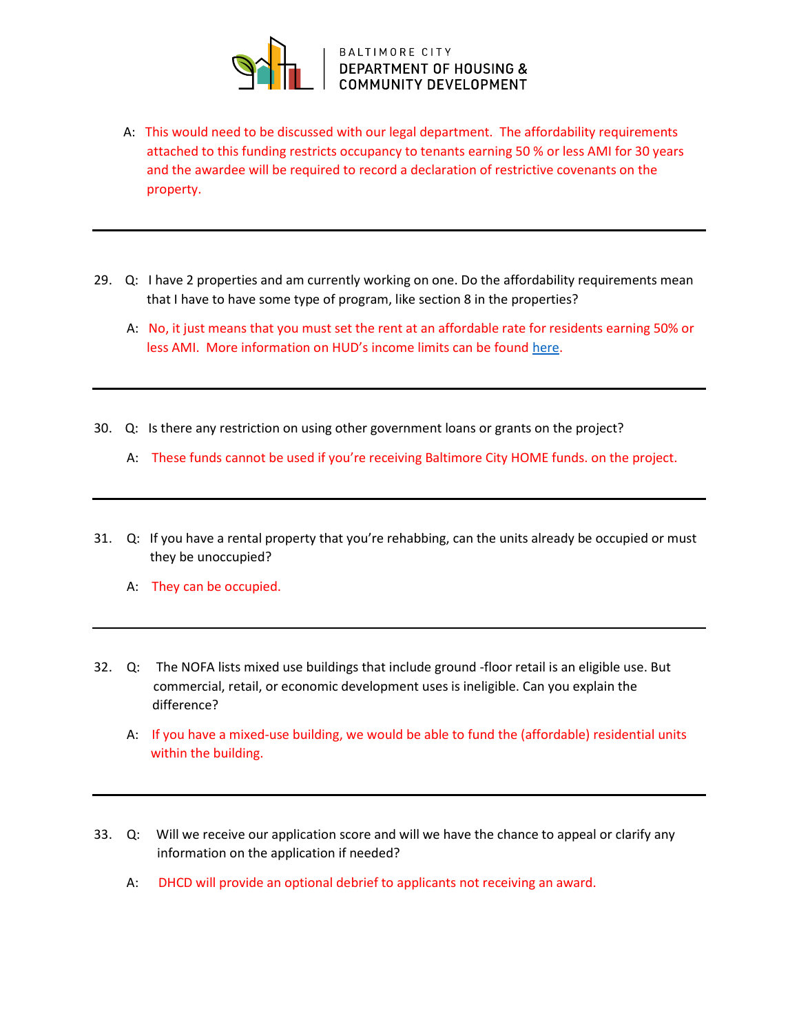A: This would need to be discussed with our legal department. The affordability requirements attached to this funding restricts occupancy to tenants earning 50 % or less AMI for 30 years and the awardee will be required to record a declaration of restrictive covenants on the property.

---

29. Q: I have 2 properties and am currently working on one. Do the affordability requirements mean that I have to have some type of program, like section 8 in the properties?

    A: No, it just means that you must set the rent at an affordable rate for residents earning 50% or less AMI. More information on HUD's income limits can be found here.

---

30. Q: Is there any restriction on using other government loans or grants on the project?

    A: These funds cannot be used if you're receiving Baltimore City HOME funds. on the project.

---

31. Q: If you have a rental property that you're rehabbing, can the units already be occupied or must they be unoccupied?

    A: They can be occupied.

---

32. Q: The NOFA lists mixed use buildings that include ground -floor retail is an eligible use. But commercial, retail, or economic development uses is ineligible. Can you explain the difference?

    A: If you have a mixed-use building, we would be able to fund the (affordable) residential units within the building.

---

33. Q: Will we receive our application score and will we have the chance to appeal or clarify any information on the application if needed?

    A: DHCD will provide an optional debrief to applicants not receiving an award.